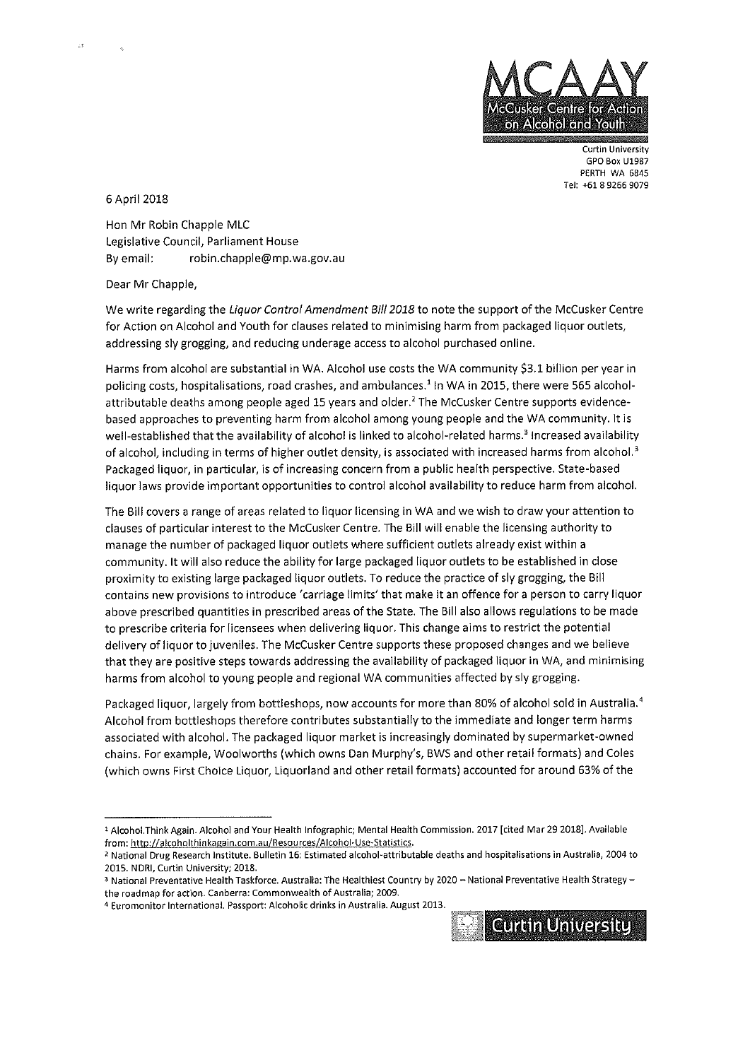MCAAY
McCusker Centre for Action on Alcohol and Youth

Curtin University
GPO Box U1987
PERTH WA 6845
Tel: +61 8 9266 9079

6 April 2018

Hon Mr Robin Chapple MLC
Legislative Council, Parliament House
By email: robin.chapple@mp.wa.gov.au

Dear Mr Chapple,

We write regarding the *Liquor Control Amendment Bill 2018* to note the support of the McCusker Centre for Action on Alcohol and Youth for clauses related to minimising harm from packaged liquor outlets, addressing sly grogging, and reducing underage access to alcohol purchased online.

Harms from alcohol are substantial in WA. Alcohol use costs the WA community $3.1 billion per year in policing costs, hospitalisations, road crashes, and ambulances.[1] In WA in 2015, there were 565 alcohol-attributable deaths among people aged 15 years and older.[2] The McCusker Centre supports evidence-based approaches to preventing harm from alcohol among young people and the WA community. It is well-established that the availability of alcohol is linked to alcohol-related harms.[3] Increased availability of alcohol, including in terms of higher outlet density, is associated with increased harms from alcohol.[3] Packaged liquor, in particular, is of increasing concern from a public health perspective. State-based liquor laws provide important opportunities to control alcohol availability to reduce harm from alcohol.

The Bill covers a range of areas related to liquor licensing in WA and we wish to draw your attention to clauses of particular interest to the McCusker Centre. The Bill will enable the licensing authority to manage the number of packaged liquor outlets where sufficient outlets already exist within a community. It will also reduce the ability for large packaged liquor outlets to be established in close proximity to existing large packaged liquor outlets. To reduce the practice of sly grogging, the Bill contains new provisions to introduce 'carriage limits' that make it an offence for a person to carry liquor above prescribed quantities in prescribed areas of the State. The Bill also allows regulations to be made to prescribe criteria for licensees when delivering liquor. This change aims to restrict the potential delivery of liquor to juveniles. The McCusker Centre supports these proposed changes and we believe that they are positive steps towards addressing the availability of packaged liquor in WA, and minimising harms from alcohol to young people and regional WA communities affected by sly grogging.

Packaged liquor, largely from bottleshops, now accounts for more than 80% of alcohol sold in Australia.[4] Alcohol from bottleshops therefore contributes substantially to the immediate and longer term harms associated with alcohol. The packaged liquor market is increasingly dominated by supermarket-owned chains. For example, Woolworths (which owns Dan Murphy's, BWS and other retail formats) and Coles (which owns First Choice Liquor, Liquorland and other retail formats) accounted for around 63% of the

---

[1] Alcohol.Think Again. Alcohol and Your Health Infographic; Mental Health Commission. 2017 [cited Mar 29 2018]. Available from: http://alcoholthinkagain.com.au/Resources/Alcohol-Use-Statistics.

[2] National Drug Research Institute. Bulletin 16: Estimated alcohol-attributable deaths and hospitalisations in Australia, 2004 to 2015. NDRI, Curtin University; 2018.

[3] National Preventative Health Taskforce. Australia: The Healthiest Country by 2020 – National Preventative Health Strategy – the roadmap for action. Canberra: Commonwealth of Australia; 2009.

[4] Euromonitor International. Passport: Alcoholic drinks in Australia. August 2013.

Curtin University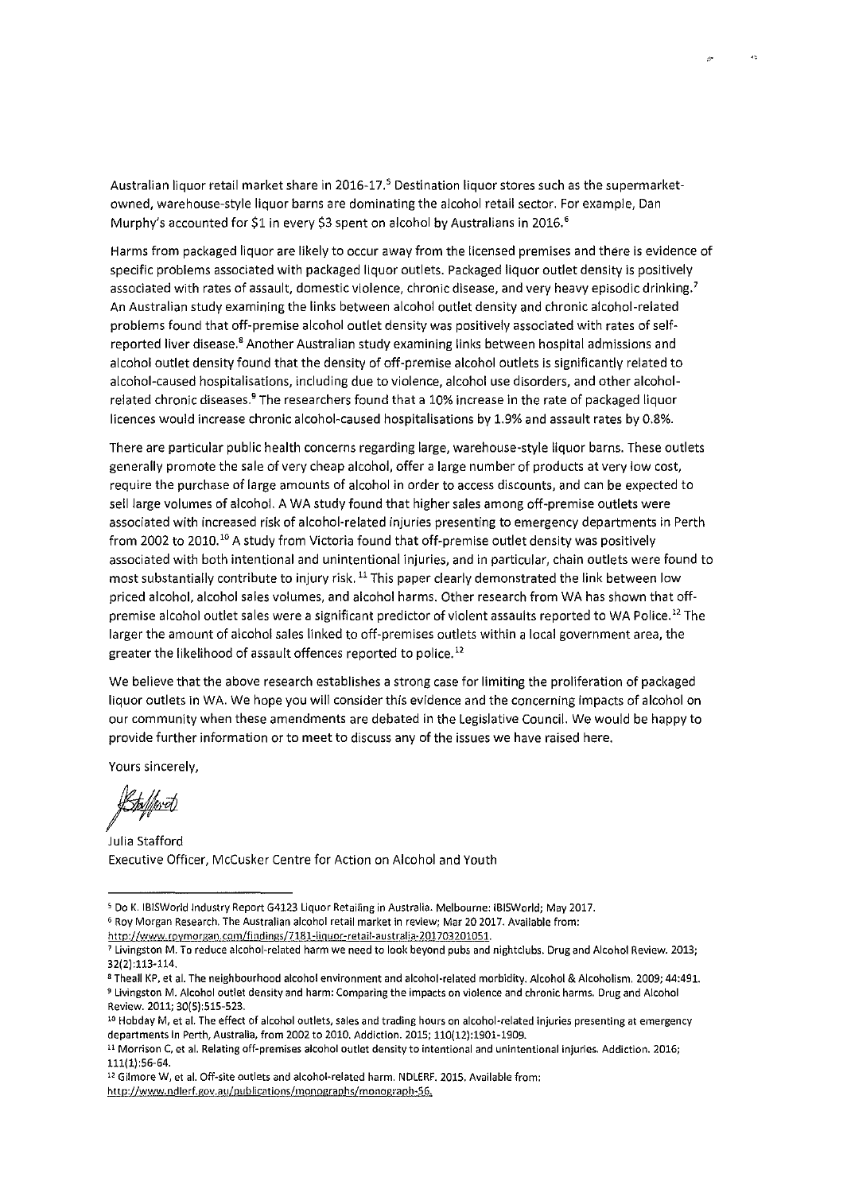Australian liquor retail market share in 2016-17.[5] Destination liquor stores such as the supermarket-owned, warehouse-style liquor barns are dominating the alcohol retail sector. For example, Dan Murphy's accounted for $1 in every $3 spent on alcohol by Australians in 2016.[6]

Harms from packaged liquor are likely to occur away from the licensed premises and there is evidence of specific problems associated with packaged liquor outlets. Packaged liquor outlet density is positively associated with rates of assault, domestic violence, chronic disease, and very heavy episodic drinking.[7] An Australian study examining the links between alcohol outlet density and chronic alcohol-related problems found that off-premise alcohol outlet density was positively associated with rates of self-reported liver disease.[8] Another Australian study examining links between hospital admissions and alcohol outlet density found that the density of off-premise alcohol outlets is significantly related to alcohol-caused hospitalisations, including due to violence, alcohol use disorders, and other alcohol-related chronic diseases.[9] The researchers found that a 10% increase in the rate of packaged liquor licences would increase chronic alcohol-caused hospitalisations by 1.9% and assault rates by 0.8%.

There are particular public health concerns regarding large, warehouse-style liquor barns. These outlets generally promote the sale of very cheap alcohol, offer a large number of products at very low cost, require the purchase of large amounts of alcohol in order to access discounts, and can be expected to sell large volumes of alcohol. A WA study found that higher sales among off-premise outlets were associated with increased risk of alcohol-related injuries presenting to emergency departments in Perth from 2002 to 2010.[10] A study from Victoria found that off-premise outlet density was positively associated with both intentional and unintentional injuries, and in particular, chain outlets were found to most substantially contribute to injury risk.[11] This paper clearly demonstrated the link between low priced alcohol, alcohol sales volumes, and alcohol harms. Other research from WA has shown that off-premise alcohol outlet sales were a significant predictor of violent assaults reported to WA Police.[12] The larger the amount of alcohol sales linked to off-premises outlets within a local government area, the greater the likelihood of assault offences reported to police.[12]

We believe that the above research establishes a strong case for limiting the proliferation of packaged liquor outlets in WA. We hope you will consider this evidence and the concerning impacts of alcohol on our community when these amendments are debated in the Legislative Council. We would be happy to provide further information or to meet to discuss any of the issues we have raised here.

Yours sincerely,

Julia Stafford
Executive Officer, McCusker Centre for Action on Alcohol and Youth

---

[5] Do K. IBISWorld Industry Report G4123 Liquor Retailing in Australia. Melbourne: IBISWorld; May 2017.

[6] Roy Morgan Research. The Australian alcohol retail market in review; Mar 20 2017. Available from: http://www.roymorgan.com/findings/7181-liquor-retail-australia-201703201051.

[7] Livingston M. To reduce alcohol-related harm we need to look beyond pubs and nightclubs. Drug and Alcohol Review. 2013; 32(2):113-114.

[8] Theall KP, et al. The neighbourhood alcohol environment and alcohol-related morbidity. Alcohol & Alcoholism. 2009; 44:491.

[9] Livingston M. Alcohol outlet density and harm: Comparing the impacts on violence and chronic harms. Drug and Alcohol Review. 2011; 30(5):515-523.

[10] Hobday M, et al. The effect of alcohol outlets, sales and trading hours on alcohol-related injuries presenting at emergency departments in Perth, Australia, from 2002 to 2010. Addiction. 2015; 110(12):1901-1909.

[11] Morrison C, et al. Relating off-premises alcohol outlet density to intentional and unintentional injuries. Addiction. 2016; 111(1):56-64.

[12] Gilmore W, et al. Off-site outlets and alcohol-related harm. NDLERF. 2015. Available from: http://www.ndlerf.gov.au/publications/monographs/monograph-56.